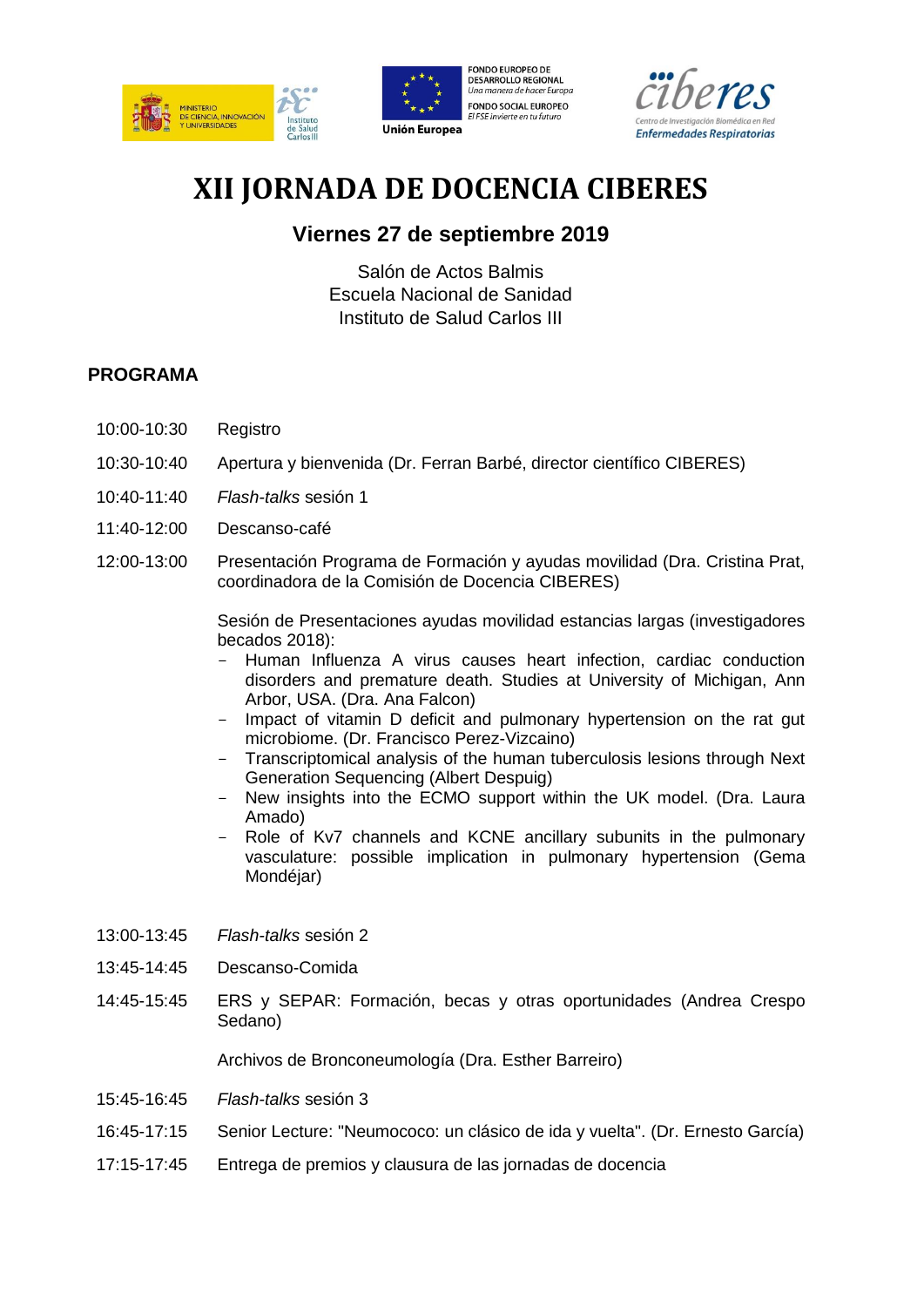# XII JORNADA DE DOCENCIA CIBERES

## Viernes 27 de septiembre 2019

Salón de Actos Balmis
Escuela Nacional de Sanidad
Instituto de Salud Carlos III

### PROGRAMA

10:00-10:30 Registro

10:30-10:40 Apertura y bienvenida (Dr. Ferran Barbé, director científico CIBERES)

10:40-11:40 *Flash-talks* sesión 1

11:40-12:00 Descanso-café

12:00-13:00 Presentación Programa de Formación y ayudas movilidad (Dra. Cristina Prat, coordinadora de la Comisión de Docencia CIBERES)

Sesión de Presentaciones ayudas movilidad estancias largas (investigadores becados 2018):

- Human Influenza A virus causes heart infection, cardiac conduction disorders and premature death. Studies at University of Michigan, Ann Arbor, USA. (Dra. Ana Falcon)
- Impact of vitamin D deficit and pulmonary hypertension on the rat gut microbiome. (Dr. Francisco Perez-Vizcaino)
- Transcriptomical analysis of the human tuberculosis lesions through Next Generation Sequencing (Albert Despuig)
- New insights into the ECMO support within the UK model. (Dra. Laura Amado)
- Role of Kv7 channels and KCNE ancillary subunits in the pulmonary vasculature: possible implication in pulmonary hypertension (Gema Mondéjar)

13:00-13:45 *Flash-talks* sesión 2

13:45-14:45 Descanso-Comida

14:45-15:45 ERS y SEPAR: Formación, becas y otras oportunidades (Andrea Crespo Sedano)

Archivos de Bronconeumología (Dra. Esther Barreiro)

15:45-16:45 *Flash-talks* sesión 3

16:45-17:15 Senior Lecture: "Neumococo: un clásico de ida y vuelta". (Dr. Ernesto García)

17:15-17:45 Entrega de premios y clausura de las jornadas de docencia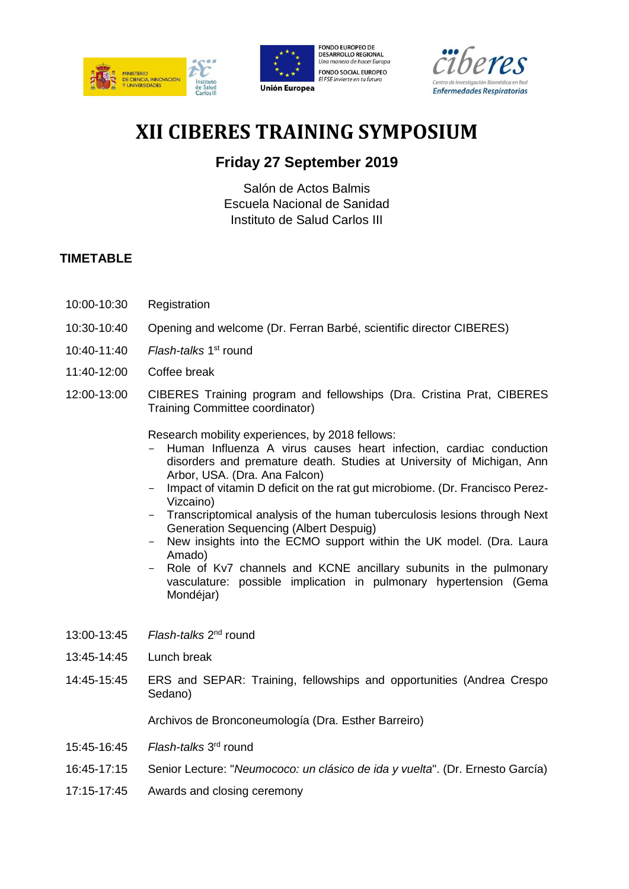# XII CIBERES TRAINING SYMPOSIUM

## Friday 27 September 2019

Salón de Actos Balmis
Escuela Nacional de Sanidad
Instituto de Salud Carlos III

### TIMETABLE

10:00-10:30 Registration

10:30-10:40 Opening and welcome (Dr. Ferran Barbé, scientific director CIBERES)

10:40-11:40 *Flash-talks* 1st round

11:40-12:00 Coffee break

12:00-13:00 CIBERES Training program and fellowships (Dra. Cristina Prat, CIBERES Training Committee coordinator)

Research mobility experiences, by 2018 fellows:

- Human Influenza A virus causes heart infection, cardiac conduction disorders and premature death. Studies at University of Michigan, Ann Arbor, USA. (Dra. Ana Falcon)
- Impact of vitamin D deficit on the rat gut microbiome. (Dr. Francisco Perez-Vizcaino)
- Transcriptomical analysis of the human tuberculosis lesions through Next Generation Sequencing (Albert Despuig)
- New insights into the ECMO support within the UK model. (Dra. Laura Amado)
- Role of Kv7 channels and KCNE ancillary subunits in the pulmonary vasculature: possible implication in pulmonary hypertension (Gema Mondéjar)

13:00-13:45 *Flash-talks* 2nd round

13:45-14:45 Lunch break

14:45-15:45 ERS and SEPAR: Training, fellowships and opportunities (Andrea Crespo Sedano)

Archivos de Bronconeumología (Dra. Esther Barreiro)

15:45-16:45 *Flash-talks* 3rd round

16:45-17:15 Senior Lecture: "*Neumococo: un clásico de ida y vuelta*". (Dr. Ernesto García)

17:15-17:45 Awards and closing ceremony